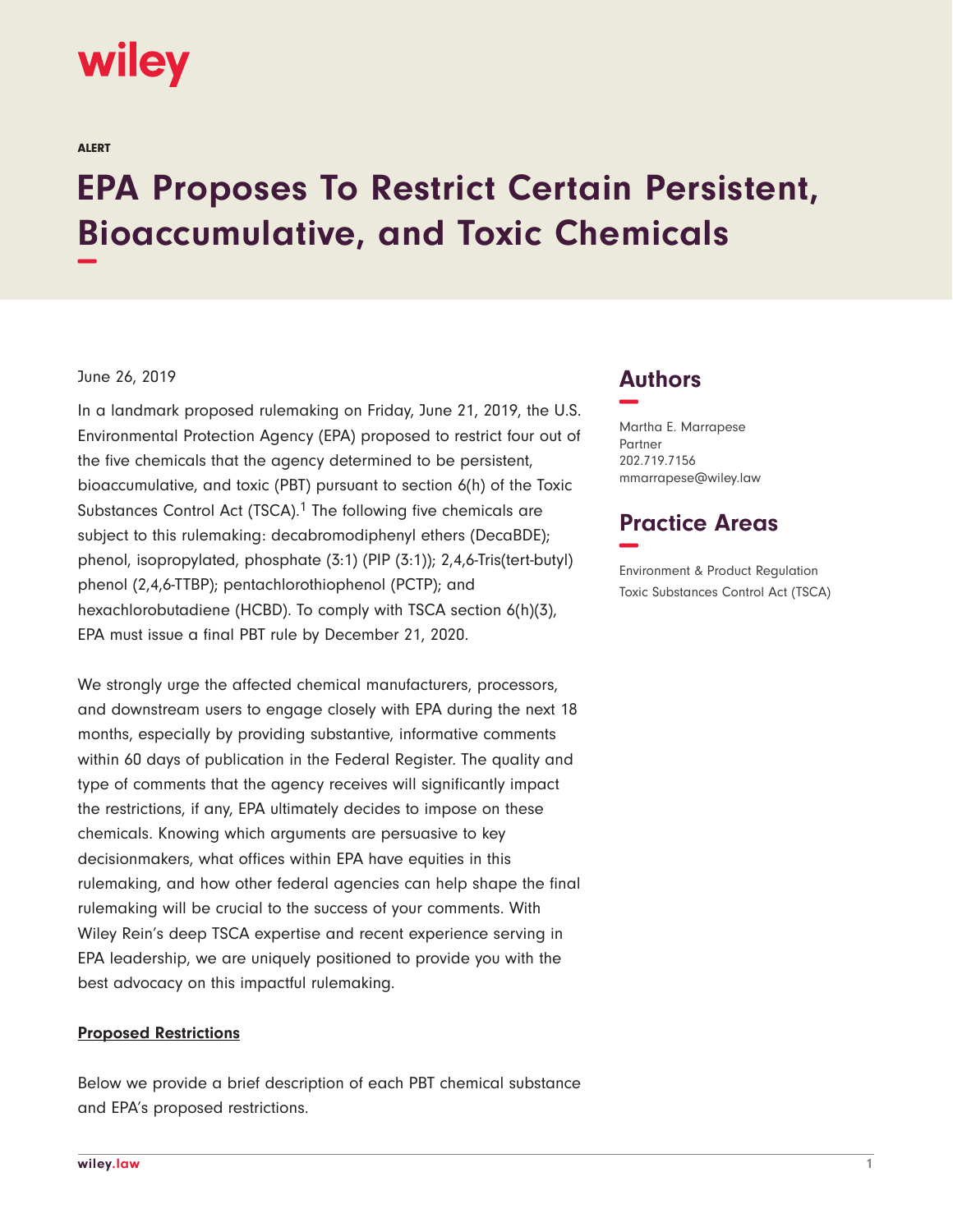ALERT

# EPA Proposes To Restrict Certain Persistent, Bioaccumulative, and Toxic Chemicals

June 26, 2019

In a landmark proposed rulemaking on Friday, June 21, 2019, the U.S. Environmental Protection Agency (EPA) proposed to restrict four out of the five chemicals that the agency determined to be persistent, bioaccumulative, and toxic (PBT) pursuant to section 6(h) of the Toxic Substances Control Act (TSCA).[1] The following five chemicals are subject to this rulemaking: decabromodiphenyl ethers (DecaBDE); phenol, isopropylated, phosphate (3:1) (PIP (3:1)); 2,4,6-Tris(tert-butyl) phenol (2,4,6-TTBP); pentachlorothiophenol (PCTP); and hexachlorobutadiene (HCBD). To comply with TSCA section 6(h)(3), EPA must issue a final PBT rule by December 21, 2020.

We strongly urge the affected chemical manufacturers, processors, and downstream users to engage closely with EPA during the next 18 months, especially by providing substantive, informative comments within 60 days of publication in the Federal Register. The quality and type of comments that the agency receives will significantly impact the restrictions, if any, EPA ultimately decides to impose on these chemicals. Knowing which arguments are persuasive to key decisionmakers, what offices within EPA have equities in this rulemaking, and how other federal agencies can help shape the final rulemaking will be crucial to the success of your comments. With Wiley Rein's deep TSCA expertise and recent experience serving in EPA leadership, we are uniquely positioned to provide you with the best advocacy on this impactful rulemaking.

**Proposed Restrictions**

Below we provide a brief description of each PBT chemical substance and EPA's proposed restrictions.

## Authors

Martha E. Marrapese
Partner
202.719.7156
mmarrapese@wiley.law

## Practice Areas

Environment & Product Regulation
Toxic Substances Control Act (TSCA)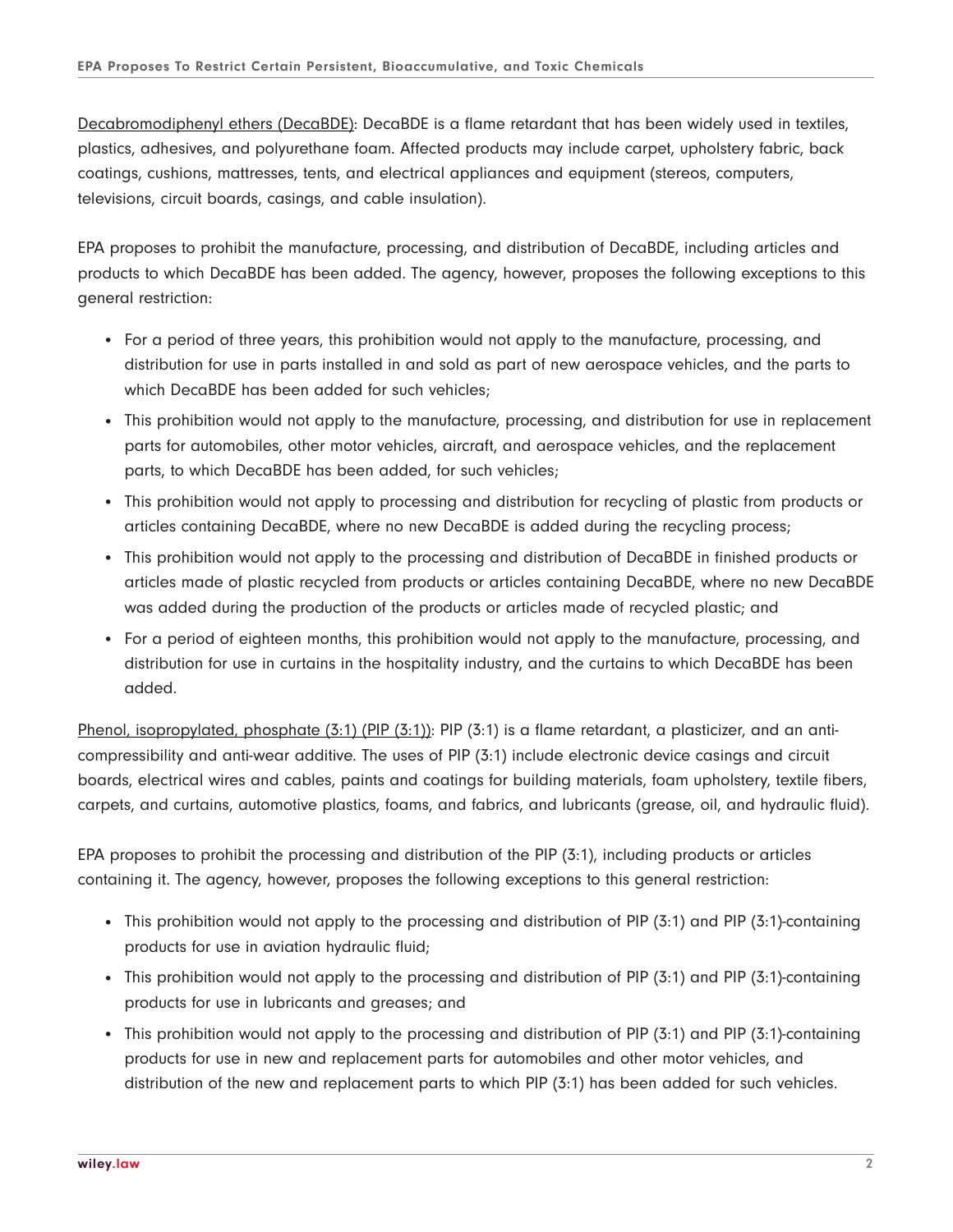Decabromodiphenyl ethers (DecaBDE): DecaBDE is a flame retardant that has been widely used in textiles, plastics, adhesives, and polyurethane foam. Affected products may include carpet, upholstery fabric, back coatings, cushions, mattresses, tents, and electrical appliances and equipment (stereos, computers, televisions, circuit boards, casings, and cable insulation).

EPA proposes to prohibit the manufacture, processing, and distribution of DecaBDE, including articles and products to which DecaBDE has been added. The agency, however, proposes the following exceptions to this general restriction:

- For a period of three years, this prohibition would not apply to the manufacture, processing, and distribution for use in parts installed in and sold as part of new aerospace vehicles, and the parts to which DecaBDE has been added for such vehicles;
- This prohibition would not apply to the manufacture, processing, and distribution for use in replacement parts for automobiles, other motor vehicles, aircraft, and aerospace vehicles, and the replacement parts, to which DecaBDE has been added, for such vehicles;
- This prohibition would not apply to processing and distribution for recycling of plastic from products or articles containing DecaBDE, where no new DecaBDE is added during the recycling process;
- This prohibition would not apply to the processing and distribution of DecaBDE in finished products or articles made of plastic recycled from products or articles containing DecaBDE, where no new DecaBDE was added during the production of the products or articles made of recycled plastic; and
- For a period of eighteen months, this prohibition would not apply to the manufacture, processing, and distribution for use in curtains in the hospitality industry, and the curtains to which DecaBDE has been added.

Phenol, isopropylated, phosphate (3:1) (PIP (3:1)): PIP (3:1) is a flame retardant, a plasticizer, and an anti-compressibility and anti-wear additive. The uses of PIP (3:1) include electronic device casings and circuit boards, electrical wires and cables, paints and coatings for building materials, foam upholstery, textile fibers, carpets, and curtains, automotive plastics, foams, and fabrics, and lubricants (grease, oil, and hydraulic fluid).

EPA proposes to prohibit the processing and distribution of the PIP (3:1), including products or articles containing it. The agency, however, proposes the following exceptions to this general restriction:

- This prohibition would not apply to the processing and distribution of PIP (3:1) and PIP (3:1)-containing products for use in aviation hydraulic fluid;
- This prohibition would not apply to the processing and distribution of PIP (3:1) and PIP (3:1)-containing products for use in lubricants and greases; and
- This prohibition would not apply to the processing and distribution of PIP (3:1) and PIP (3:1)-containing products for use in new and replacement parts for automobiles and other motor vehicles, and distribution of the new and replacement parts to which PIP (3:1) has been added for such vehicles.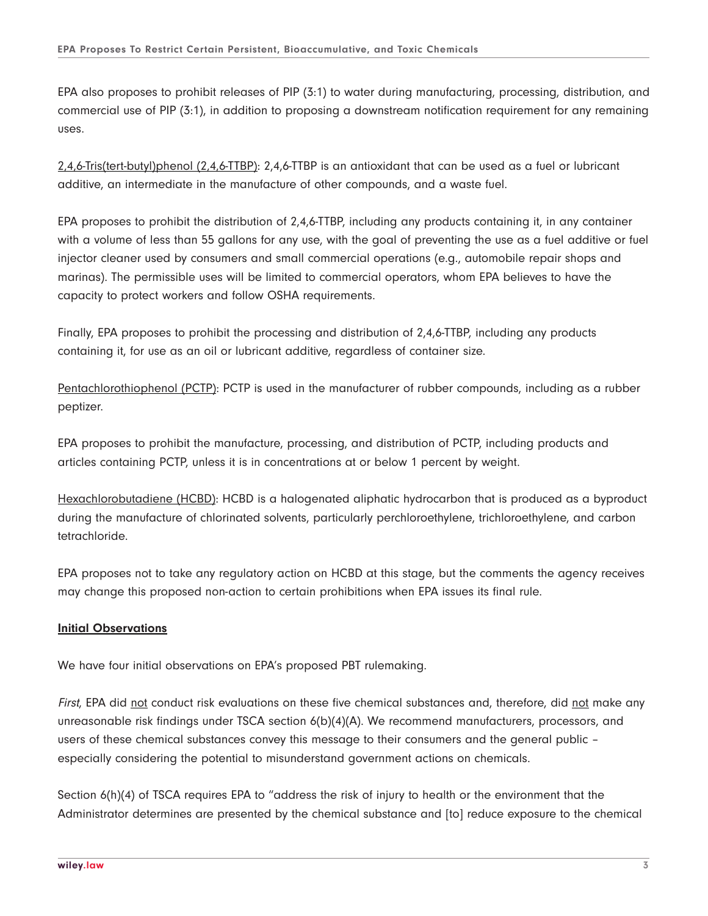EPA also proposes to prohibit releases of PIP (3:1) to water during manufacturing, processing, distribution, and commercial use of PIP (3:1), in addition to proposing a downstream notification requirement for any remaining uses.

<u>2,4,6-Tris(tert-butyl)phenol (2,4,6-TTBP)</u>: 2,4,6-TTBP is an antioxidant that can be used as a fuel or lubricant additive, an intermediate in the manufacture of other compounds, and a waste fuel.

EPA proposes to prohibit the distribution of 2,4,6-TTBP, including any products containing it, in any container with a volume of less than 55 gallons for any use, with the goal of preventing the use as a fuel additive or fuel injector cleaner used by consumers and small commercial operations (e.g., automobile repair shops and marinas). The permissible uses will be limited to commercial operators, whom EPA believes to have the capacity to protect workers and follow OSHA requirements.

Finally, EPA proposes to prohibit the processing and distribution of 2,4,6-TTBP, including any products containing it, for use as an oil or lubricant additive, regardless of container size.

<u>Pentachlorothiophenol (PCTP)</u>: PCTP is used in the manufacturer of rubber compounds, including as a rubber peptizer.

EPA proposes to prohibit the manufacture, processing, and distribution of PCTP, including products and articles containing PCTP, unless it is in concentrations at or below 1 percent by weight.

<u>Hexachlorobutadiene (HCBD)</u>: HCBD is a halogenated aliphatic hydrocarbon that is produced as a byproduct during the manufacture of chlorinated solvents, particularly perchloroethylene, trichloroethylene, and carbon tetrachloride.

EPA proposes not to take any regulatory action on HCBD at this stage, but the comments the agency receives may change this proposed non-action to certain prohibitions when EPA issues its final rule.

## Initial Observations

We have four initial observations on EPA's proposed PBT rulemaking.

*First*, EPA did <u>not</u> conduct risk evaluations on these five chemical substances and, therefore, did <u>not</u> make any unreasonable risk findings under TSCA section 6(b)(4)(A). We recommend manufacturers, processors, and users of these chemical substances convey this message to their consumers and the general public – especially considering the potential to misunderstand government actions on chemicals.

Section 6(h)(4) of TSCA requires EPA to "address the risk of injury to health or the environment that the Administrator determines are presented by the chemical substance and [to] reduce exposure to the chemical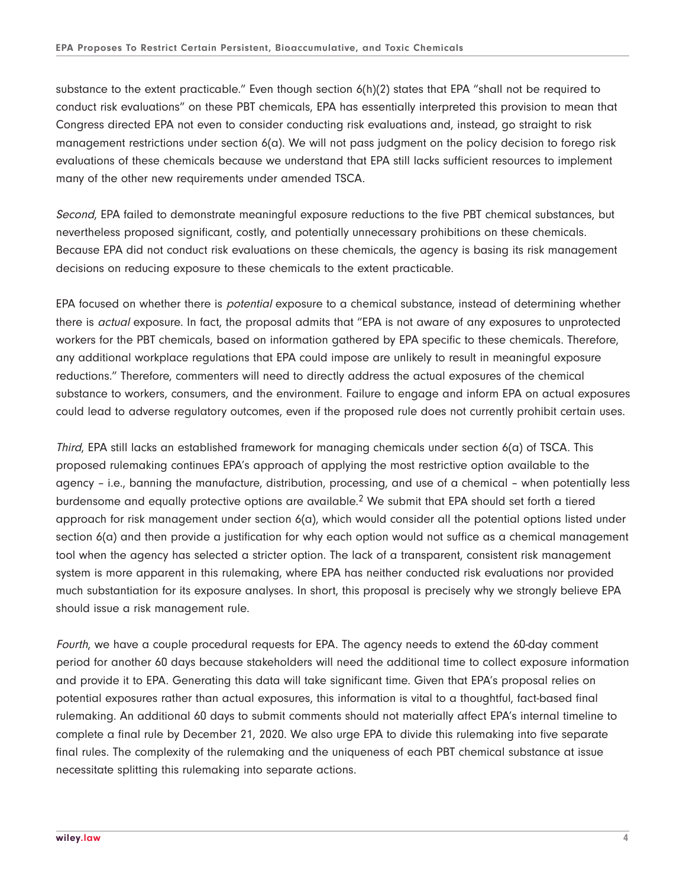substance to the extent practicable." Even though section 6(h)(2) states that EPA "shall not be required to conduct risk evaluations" on these PBT chemicals, EPA has essentially interpreted this provision to mean that Congress directed EPA not even to consider conducting risk evaluations and, instead, go straight to risk management restrictions under section 6(a). We will not pass judgment on the policy decision to forego risk evaluations of these chemicals because we understand that EPA still lacks sufficient resources to implement many of the other new requirements under amended TSCA.

*Second*, EPA failed to demonstrate meaningful exposure reductions to the five PBT chemical substances, but nevertheless proposed significant, costly, and potentially unnecessary prohibitions on these chemicals. Because EPA did not conduct risk evaluations on these chemicals, the agency is basing its risk management decisions on reducing exposure to these chemicals to the extent practicable.

EPA focused on whether there is *potential* exposure to a chemical substance, instead of determining whether there is *actual* exposure. In fact, the proposal admits that "EPA is not aware of any exposures to unprotected workers for the PBT chemicals, based on information gathered by EPA specific to these chemicals. Therefore, any additional workplace regulations that EPA could impose are unlikely to result in meaningful exposure reductions." Therefore, commenters will need to directly address the actual exposures of the chemical substance to workers, consumers, and the environment. Failure to engage and inform EPA on actual exposures could lead to adverse regulatory outcomes, even if the proposed rule does not currently prohibit certain uses.

*Third*, EPA still lacks an established framework for managing chemicals under section 6(a) of TSCA. This proposed rulemaking continues EPA's approach of applying the most restrictive option available to the agency – i.e., banning the manufacture, distribution, processing, and use of a chemical – when potentially less burdensome and equally protective options are available.[2] We submit that EPA should set forth a tiered approach for risk management under section 6(a), which would consider all the potential options listed under section 6(a) and then provide a justification for why each option would not suffice as a chemical management tool when the agency has selected a stricter option. The lack of a transparent, consistent risk management system is more apparent in this rulemaking, where EPA has neither conducted risk evaluations nor provided much substantiation for its exposure analyses. In short, this proposal is precisely why we strongly believe EPA should issue a risk management rule.

*Fourth*, we have a couple procedural requests for EPA. The agency needs to extend the 60-day comment period for another 60 days because stakeholders will need the additional time to collect exposure information and provide it to EPA. Generating this data will take significant time. Given that EPA's proposal relies on potential exposures rather than actual exposures, this information is vital to a thoughtful, fact-based final rulemaking. An additional 60 days to submit comments should not materially affect EPA's internal timeline to complete a final rule by December 21, 2020. We also urge EPA to divide this rulemaking into five separate final rules. The complexity of the rulemaking and the uniqueness of each PBT chemical substance at issue necessitate splitting this rulemaking into separate actions.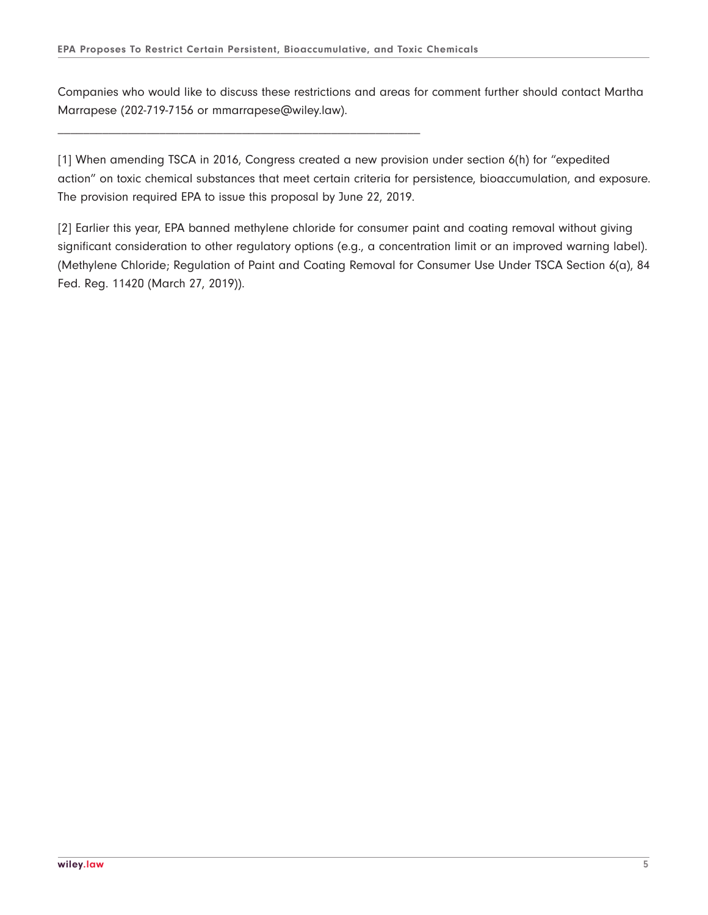Companies who would like to discuss these restrictions and areas for comment further should contact Martha Marrapese (202-719-7156 or mmarrapese@wiley.law).

---

[1] When amending TSCA in 2016, Congress created a new provision under section 6(h) for "expedited action" on toxic chemical substances that meet certain criteria for persistence, bioaccumulation, and exposure. The provision required EPA to issue this proposal by June 22, 2019.

[2] Earlier this year, EPA banned methylene chloride for consumer paint and coating removal without giving significant consideration to other regulatory options (e.g., a concentration limit or an improved warning label). (Methylene Chloride; Regulation of Paint and Coating Removal for Consumer Use Under TSCA Section 6(a), 84 Fed. Reg. 11420 (March 27, 2019)).